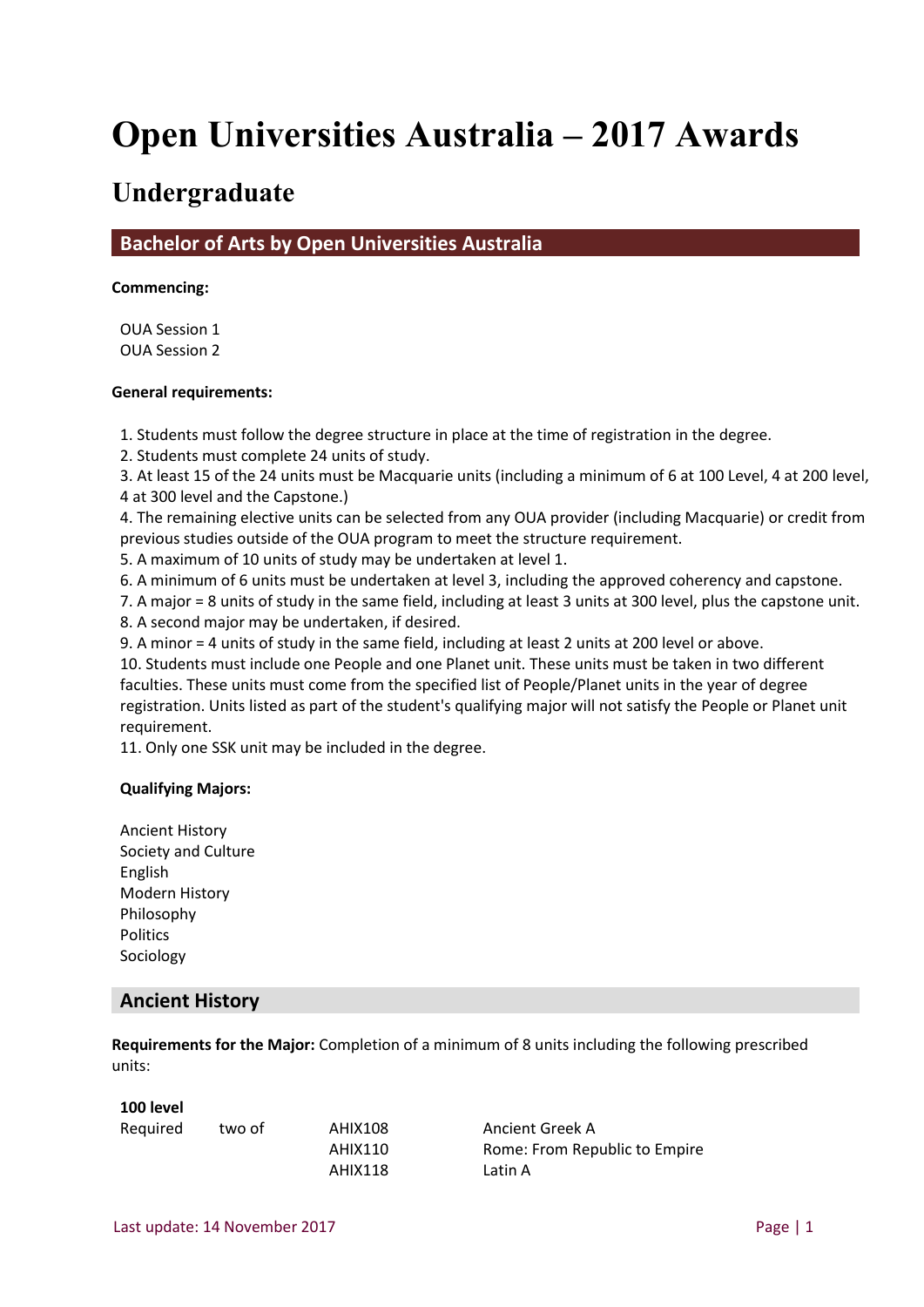# Open Universities Australia – 2017 Awards

## Undergraduate

### Bachelor of Arts by Open Universities Australia

**Commencing:**

OUA Session 1
OUA Session 2

**General requirements:**

1. Students must follow the degree structure in place at the time of registration in the degree.
2. Students must complete 24 units of study.
3. At least 15 of the 24 units must be Macquarie units (including a minimum of 6 at 100 Level, 4 at 200 level, 4 at 300 level and the Capstone.)
4. The remaining elective units can be selected from any OUA provider (including Macquarie) or credit from previous studies outside of the OUA program to meet the structure requirement.
5. A maximum of 10 units of study may be undertaken at level 1.
6. A minimum of 6 units must be undertaken at level 3, including the approved coherency and capstone.
7. A major = 8 units of study in the same field, including at least 3 units at 300 level, plus the capstone unit.
8. A second major may be undertaken, if desired.
9. A minor = 4 units of study in the same field, including at least 2 units at 200 level or above.
10. Students must include one People and one Planet unit. These units must be taken in two different faculties. These units must come from the specified list of People/Planet units in the year of degree registration. Units listed as part of the student's qualifying major will not satisfy the People or Planet unit requirement.
11. Only one SSK unit may be included in the degree.

**Qualifying Majors:**

Ancient History
Society and Culture
English
Modern History
Philosophy
Politics
Sociology

### Ancient History

**Requirements for the Major:** Completion of a minimum of 8 units including the following prescribed units:

**100 level**

| | | | |
|---|---|---|---|
| Required | two of | AHIX108 | Ancient Greek A |
| | | AHIX110 | Rome: From Republic to Empire |
| | | AHIX118 | Latin A |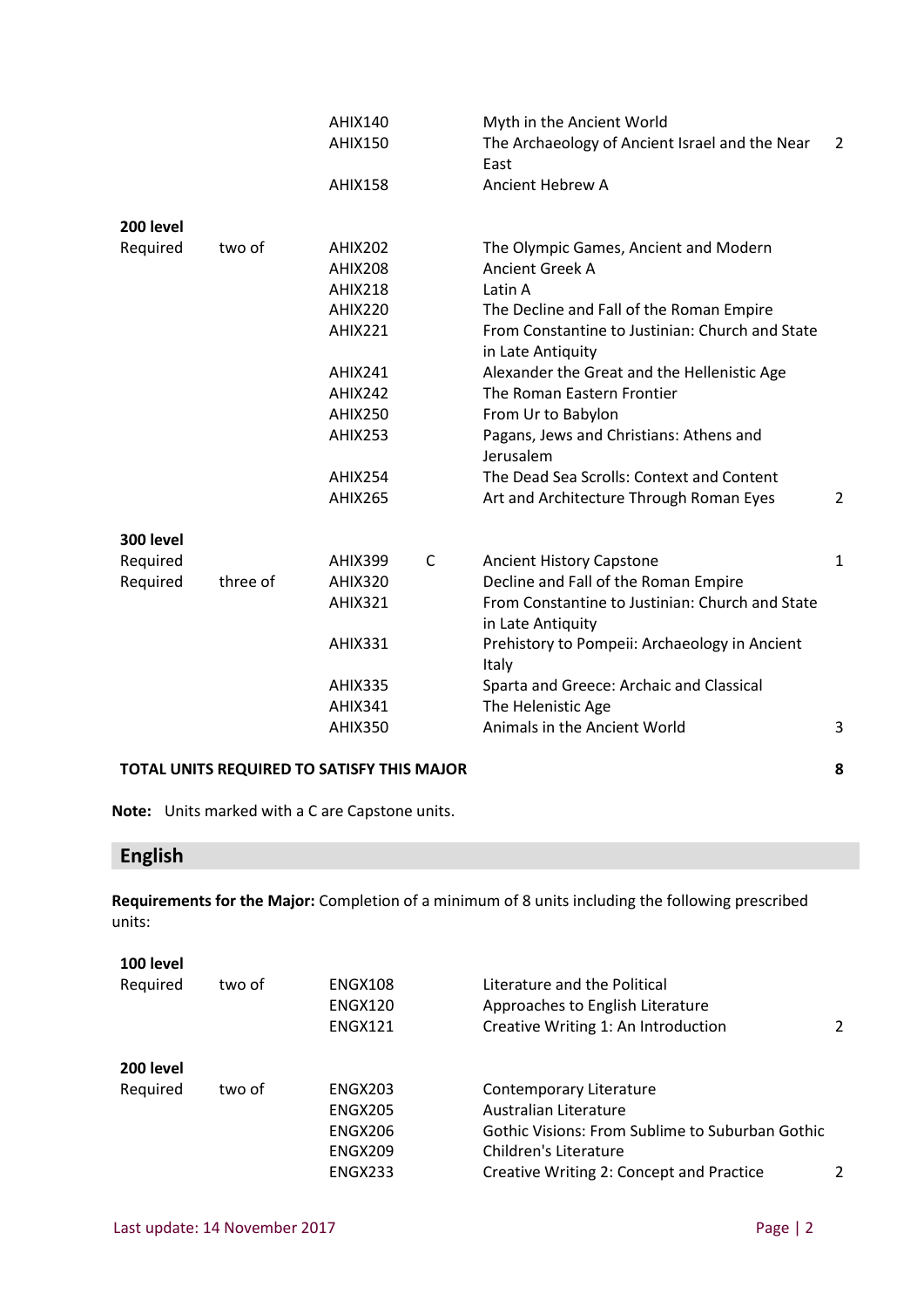| | | | | | |
|---|---|---|---|---|---|
| | | AHIX140 | | Myth in the Ancient World | |
| | | AHIX150 | | The Archaeology of Ancient Israel and the Near East | 2 |
| | | AHIX158 | | Ancient Hebrew A | |
| **200 level** | | | | | |
| Required | two of | AHIX202 | | The Olympic Games, Ancient and Modern | |
| | | AHIX208 | | Ancient Greek A | |
| | | AHIX218 | | Latin A | |
| | | AHIX220 | | The Decline and Fall of the Roman Empire | |
| | | AHIX221 | | From Constantine to Justinian: Church and State in Late Antiquity | |
| | | AHIX241 | | Alexander the Great and the Hellenistic Age | |
| | | AHIX242 | | The Roman Eastern Frontier | |
| | | AHIX250 | | From Ur to Babylon | |
| | | AHIX253 | | Pagans, Jews and Christians: Athens and Jerusalem | |
| | | AHIX254 | | The Dead Sea Scrolls: Context and Content | |
| | | AHIX265 | | Art and Architecture Through Roman Eyes | 2 |
| **300 level** | | | | | |
| Required | | AHIX399 | C | Ancient History Capstone | 1 |
| Required | three of | AHIX320 | | Decline and Fall of the Roman Empire | |
| | | AHIX321 | | From Constantine to Justinian: Church and State in Late Antiquity | |
| | | AHIX331 | | Prehistory to Pompeii: Archaeology in Ancient Italy | |
| | | AHIX335 | | Sparta and Greece: Archaic and Classical | |
| | | AHIX341 | | The Helenistic Age | |
| | | AHIX350 | | Animals in the Ancient World | 3 |
| **TOTAL UNITS REQUIRED TO SATISFY THIS MAJOR** | | | | | **8** |

**Note:** Units marked with a C are Capstone units.

## English

**Requirements for the Major:** Completion of a minimum of 8 units including the following prescribed units:

| | | | | |
|---|---|---|---|---|
| **100 level** | | | | |
| Required | two of | ENGX108 | Literature and the Political | |
| | | ENGX120 | Approaches to English Literature | |
| | | ENGX121 | Creative Writing 1: An Introduction | 2 |
| **200 level** | | | | |
| Required | two of | ENGX203 | Contemporary Literature | |
| | | ENGX205 | Australian Literature | |
| | | ENGX206 | Gothic Visions: From Sublime to Suburban Gothic | |
| | | ENGX209 | Children's Literature | |
| | | ENGX233 | Creative Writing 2: Concept and Practice | 2 |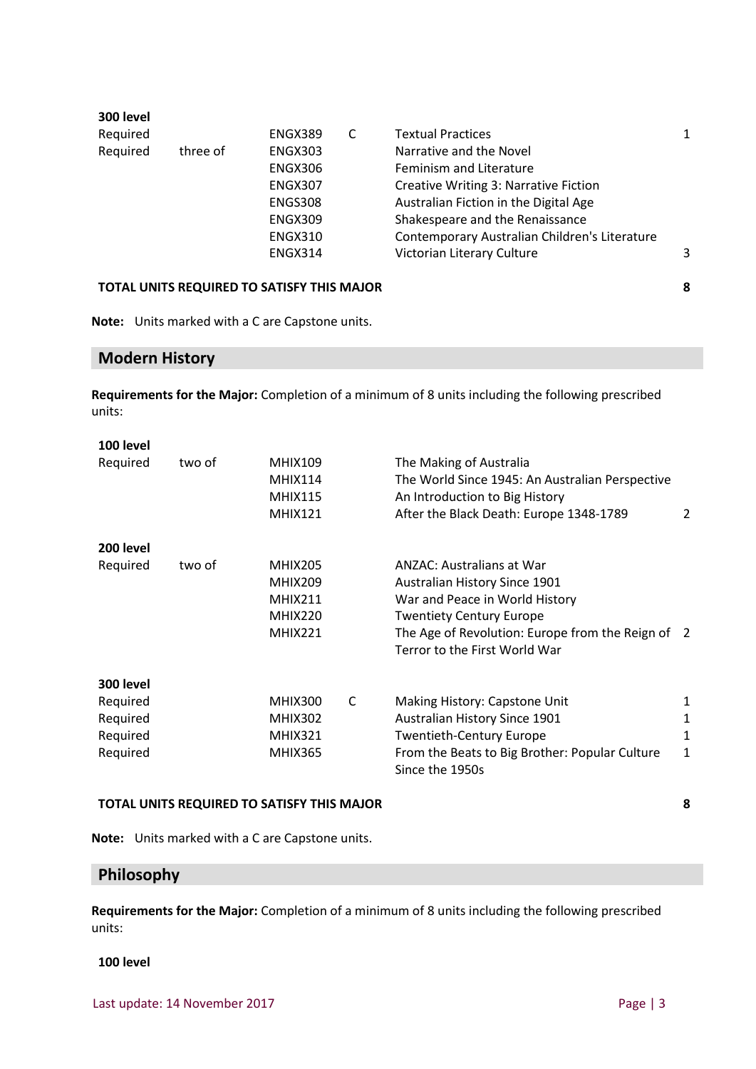| | | | | | |
|---|---|---|---|---|---|
| **300 level** | | | | | |
| Required | | ENGX389 | C | Textual Practices | 1 |
| Required | three of | ENGX303 | | Narrative and the Novel | |
| | | ENGX306 | | Feminism and Literature | |
| | | ENGX307 | | Creative Writing 3: Narrative Fiction | |
| | | ENGS308 | | Australian Fiction in the Digital Age | |
| | | ENGX309 | | Shakespeare and the Renaissance | |
| | | ENGX310 | | Contemporary Australian Children's Literature | |
| | | ENGX314 | | Victorian Literary Culture | 3 |
| **TOTAL UNITS REQUIRED TO SATISFY THIS MAJOR** | | | | | **8** |

**Note:** Units marked with a C are Capstone units.

## Modern History

**Requirements for the Major:** Completion of a minimum of 8 units including the following prescribed units:

| | | | | | |
|---|---|---|---|---|---|
| **100 level** | | | | | |
| Required | two of | MHIX109 | | The Making of Australia | |
| | | MHIX114 | | The World Since 1945: An Australian Perspective | |
| | | MHIX115 | | An Introduction to Big History | |
| | | MHIX121 | | After the Black Death: Europe 1348-1789 | 2 |
| **200 level** | | | | | |
| Required | two of | MHIX205 | | ANZAC: Australians at War | |
| | | MHIX209 | | Australian History Since 1901 | |
| | | MHIX211 | | War and Peace in World History | |
| | | MHIX220 | | Twentiety Century Europe | |
| | | MHIX221 | | The Age of Revolution: Europe from the Reign of Terror to the First World War | 2 |
| **300 level** | | | | | |
| Required | | MHIX300 | C | Making History: Capstone Unit | 1 |
| Required | | MHIX302 | | Australian History Since 1901 | 1 |
| Required | | MHIX321 | | Twentieth-Century Europe | 1 |
| Required | | MHIX365 | | From the Beats to Big Brother: Popular Culture Since the 1950s | 1 |
| **TOTAL UNITS REQUIRED TO SATISFY THIS MAJOR** | | | | | **8** |

**Note:** Units marked with a C are Capstone units.

## Philosophy

**Requirements for the Major:** Completion of a minimum of 8 units including the following prescribed units:

**100 level**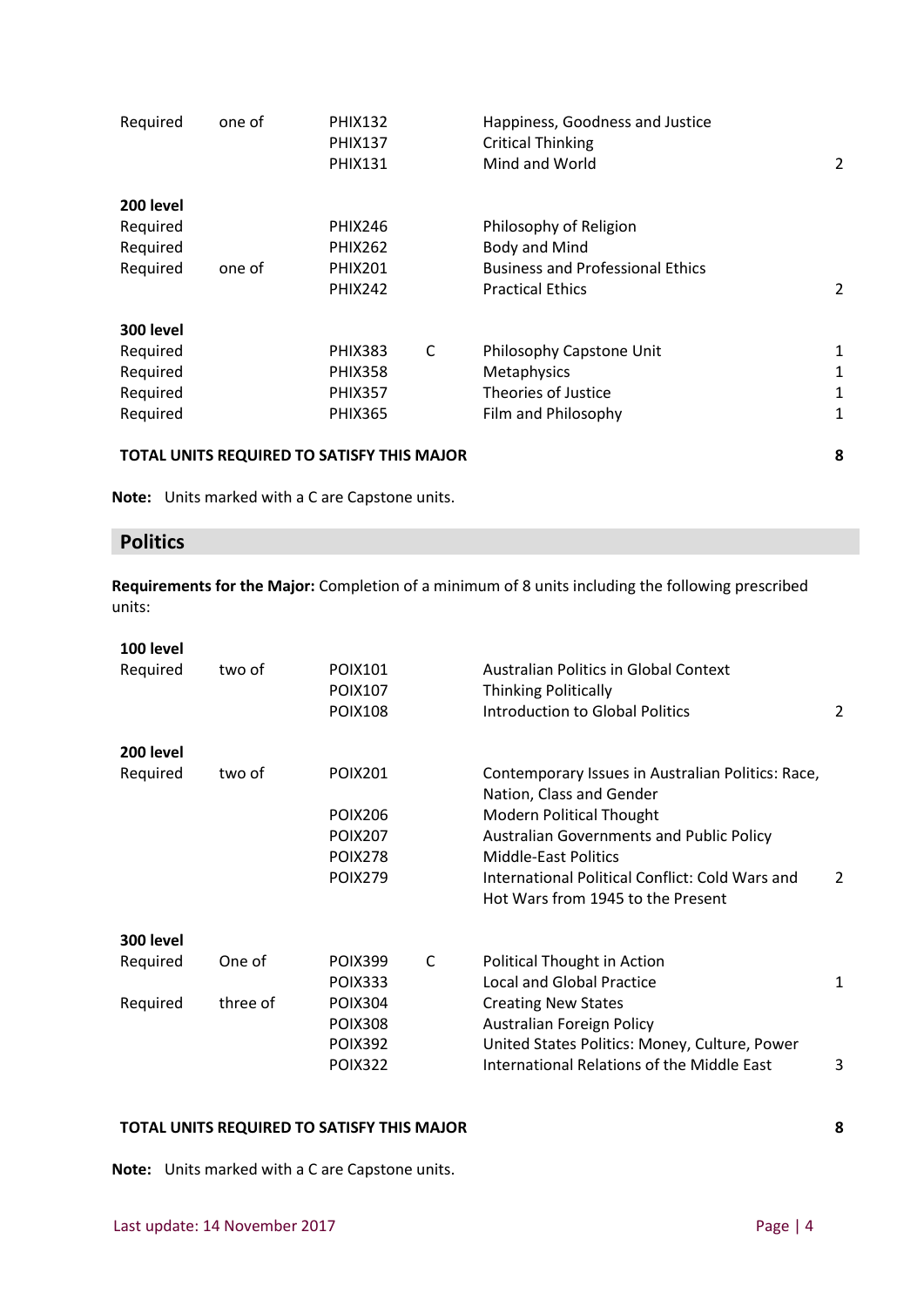| | | | | | |
|---|---|---|---|---|---|
| Required | one of | PHIX132 | | Happiness, Goodness and Justice | |
| | | PHIX137 | | Critical Thinking | |
| | | PHIX131 | | Mind and World | 2 |
| **200 level** | | | | | |
| Required | | PHIX246 | | Philosophy of Religion | |
| Required | | PHIX262 | | Body and Mind | |
| Required | one of | PHIX201 | | Business and Professional Ethics | |
| | | PHIX242 | | Practical Ethics | 2 |
| **300 level** | | | | | |
| Required | | PHIX383 | C | Philosophy Capstone Unit | 1 |
| Required | | PHIX358 | | Metaphysics | 1 |
| Required | | PHIX357 | | Theories of Justice | 1 |
| Required | | PHIX365 | | Film and Philosophy | 1 |
| **TOTAL UNITS REQUIRED TO SATISFY THIS MAJOR** | | | | | **8** |

**Note:** Units marked with a C are Capstone units.

## Politics

**Requirements for the Major:** Completion of a minimum of 8 units including the following prescribed units:

| | | | | | |
|---|---|---|---|---|---|
| **100 level** | | | | | |
| Required | two of | POIX101 | | Australian Politics in Global Context | |
| | | POIX107 | | Thinking Politically | |
| | | POIX108 | | Introduction to Global Politics | 2 |
| **200 level** | | | | | |
| Required | two of | POIX201 | | Contemporary Issues in Australian Politics: Race, Nation, Class and Gender | |
| | | POIX206 | | Modern Political Thought | |
| | | POIX207 | | Australian Governments and Public Policy | |
| | | POIX278 | | Middle-East Politics | |
| | | POIX279 | | International Political Conflict: Cold Wars and Hot Wars from 1945 to the Present | 2 |
| **300 level** | | | | | |
| Required | One of | POIX399 | C | Political Thought in Action | |
| | | POIX333 | | Local and Global Practice | 1 |
| Required | three of | POIX304 | | Creating New States | |
| | | POIX308 | | Australian Foreign Policy | |
| | | POIX392 | | United States Politics: Money, Culture, Power | |
| | | POIX322 | | International Relations of the Middle East | 3 |
| **TOTAL UNITS REQUIRED TO SATISFY THIS MAJOR** | | | | | **8** |

**Note:** Units marked with a C are Capstone units.

Last update: 14 November 2017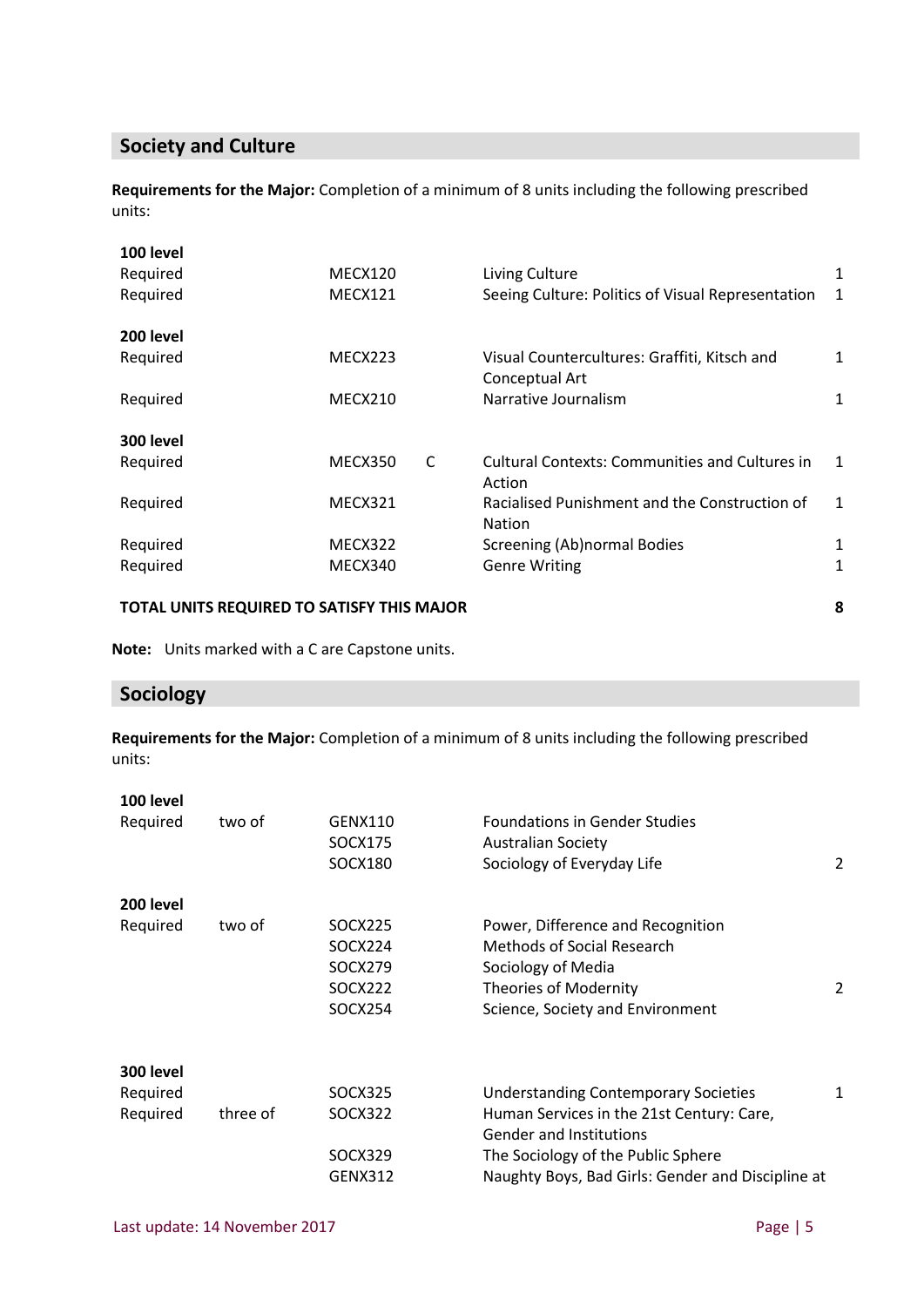## Society and Culture

**Requirements for the Major:** Completion of a minimum of 8 units including the following prescribed units:

| | | | | | |
|---|---|---|---|---|---|
| **100 level** | | | | | |
| Required | | MECX120 | | Living Culture | 1 |
| Required | | MECX121 | | Seeing Culture: Politics of Visual Representation | 1 |
| **200 level** | | | | | |
| Required | | MECX223 | | Visual Countercultures: Graffiti, Kitsch and Conceptual Art | 1 |
| Required | | MECX210 | | Narrative Journalism | 1 |
| **300 level** | | | | | |
| Required | | MECX350 | C | Cultural Contexts: Communities and Cultures in Action | 1 |
| Required | | MECX321 | | Racialised Punishment and the Construction of Nation | 1 |
| Required | | MECX322 | | Screening (Ab)normal Bodies | 1 |
| Required | | MECX340 | | Genre Writing | 1 |
| **TOTAL UNITS REQUIRED TO SATISFY THIS MAJOR** | | | | | **8** |

**Note:** Units marked with a C are Capstone units.

## Sociology

**Requirements for the Major:** Completion of a minimum of 8 units including the following prescribed units:

| | | | | |
|---|---|---|---|---|
| **100 level** | | | | |
| Required | two of | GENX110 | Foundations in Gender Studies | |
| | | SOCX175 | Australian Society | |
| | | SOCX180 | Sociology of Everyday Life | 2 |
| **200 level** | | | | |
| Required | two of | SOCX225 | Power, Difference and Recognition | |
| | | SOCX224 | Methods of Social Research | |
| | | SOCX279 | Sociology of Media | |
| | | SOCX222 | Theories of Modernity | 2 |
| | | SOCX254 | Science, Society and Environment | |
| **300 level** | | | | |
| Required | | SOCX325 | Understanding Contemporary Societies | 1 |
| Required | three of | SOCX322 | Human Services in the 21st Century: Care, Gender and Institutions | |
| | | SOCX329 | The Sociology of the Public Sphere | |
| | | GENX312 | Naughty Boys, Bad Girls: Gender and Discipline at | |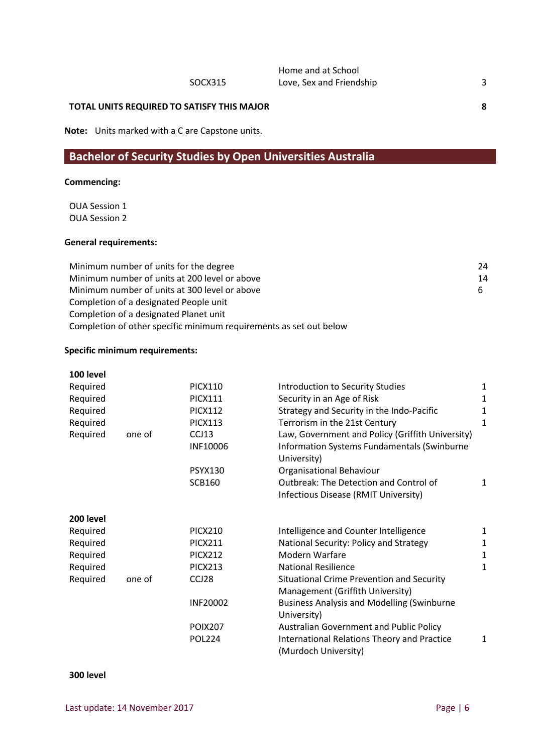| | | | |
|---|---|---|---|
| | | Home and at School | |
| | SOCX315 | Love, Sex and Friendship | 3 |

**TOTAL UNITS REQUIRED TO SATISFY THIS MAJOR** **8**

**Note:** Units marked with a C are Capstone units.

## Bachelor of Security Studies by Open Universities Australia

**Commencing:**

OUA Session 1
OUA Session 2

**General requirements:**

| | |
|---|---|
| Minimum number of units for the degree | 24 |
| Minimum number of units at 200 level or above | 14 |
| Minimum number of units at 300 level or above | 6 |
| Completion of a designated People unit | |
| Completion of a designated Planet unit | |
| Completion of other specific minimum requirements as set out below | |

**Specific minimum requirements:**

**100 level**

| | | | | |
|---|---|---|---|---|
| Required | | PICX110 | Introduction to Security Studies | 1 |
| Required | | PICX111 | Security in an Age of Risk | 1 |
| Required | | PICX112 | Strategy and Security in the Indo-Pacific | 1 |
| Required | | PICX113 | Terrorism in the 21st Century | 1 |
| Required | one of | CCJ13 | Law, Government and Policy (Griffith University) | |
| | | INF10006 | Information Systems Fundamentals (Swinburne University) | |
| | | PSYX130 | Organisational Behaviour | |
| | | SCB160 | Outbreak: The Detection and Control of Infectious Disease (RMIT University) | 1 |

**200 level**

| | | | | |
|---|---|---|---|---|
| Required | | PICX210 | Intelligence and Counter Intelligence | 1 |
| Required | | PICX211 | National Security: Policy and Strategy | 1 |
| Required | | PICX212 | Modern Warfare | 1 |
| Required | | PICX213 | National Resilience | 1 |
| Required | one of | CCJ28 | Situational Crime Prevention and Security Management (Griffith University) | |
| | | INF20002 | Business Analysis and Modelling (Swinburne University) | |
| | | POIX207 | Australian Government and Public Policy | |
| | | POL224 | International Relations Theory and Practice (Murdoch University) | 1 |

**300 level**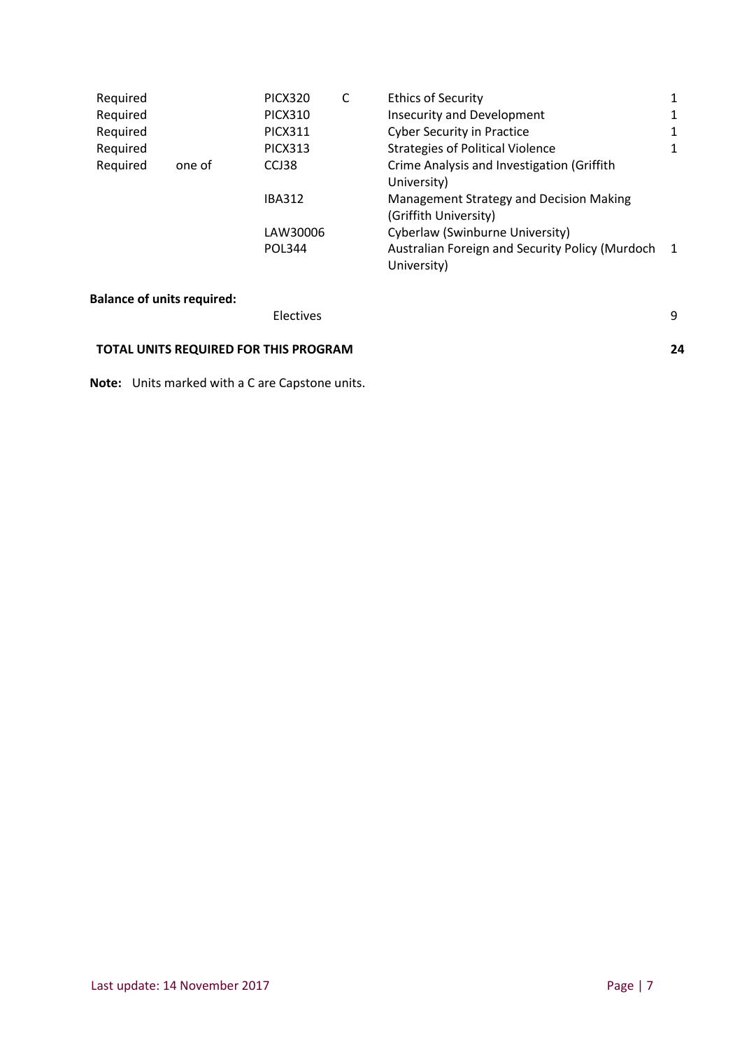| | | | | | |
|---|---|---|---|---|---|
| Required | | PICX320 | C | Ethics of Security | 1 |
| Required | | PICX310 | | Insecurity and Development | 1 |
| Required | | PICX311 | | Cyber Security in Practice | 1 |
| Required | | PICX313 | | Strategies of Political Violence | 1 |
| Required | one of | CCJ38 | | Crime Analysis and Investigation (Griffith University) | |
| | | IBA312 | | Management Strategy and Decision Making (Griffith University) | |
| | | LAW30006 | | Cyberlaw (Swinburne University) | |
| | | POL344 | | Australian Foreign and Security Policy (Murdoch University) | 1 |

**Balance of units required:**

| | |
|---|---|
| Electives | 9 |

**TOTAL UNITS REQUIRED FOR THIS PROGRAM** **24**

**Note:** Units marked with a C are Capstone units.

Last update: 14 November 2017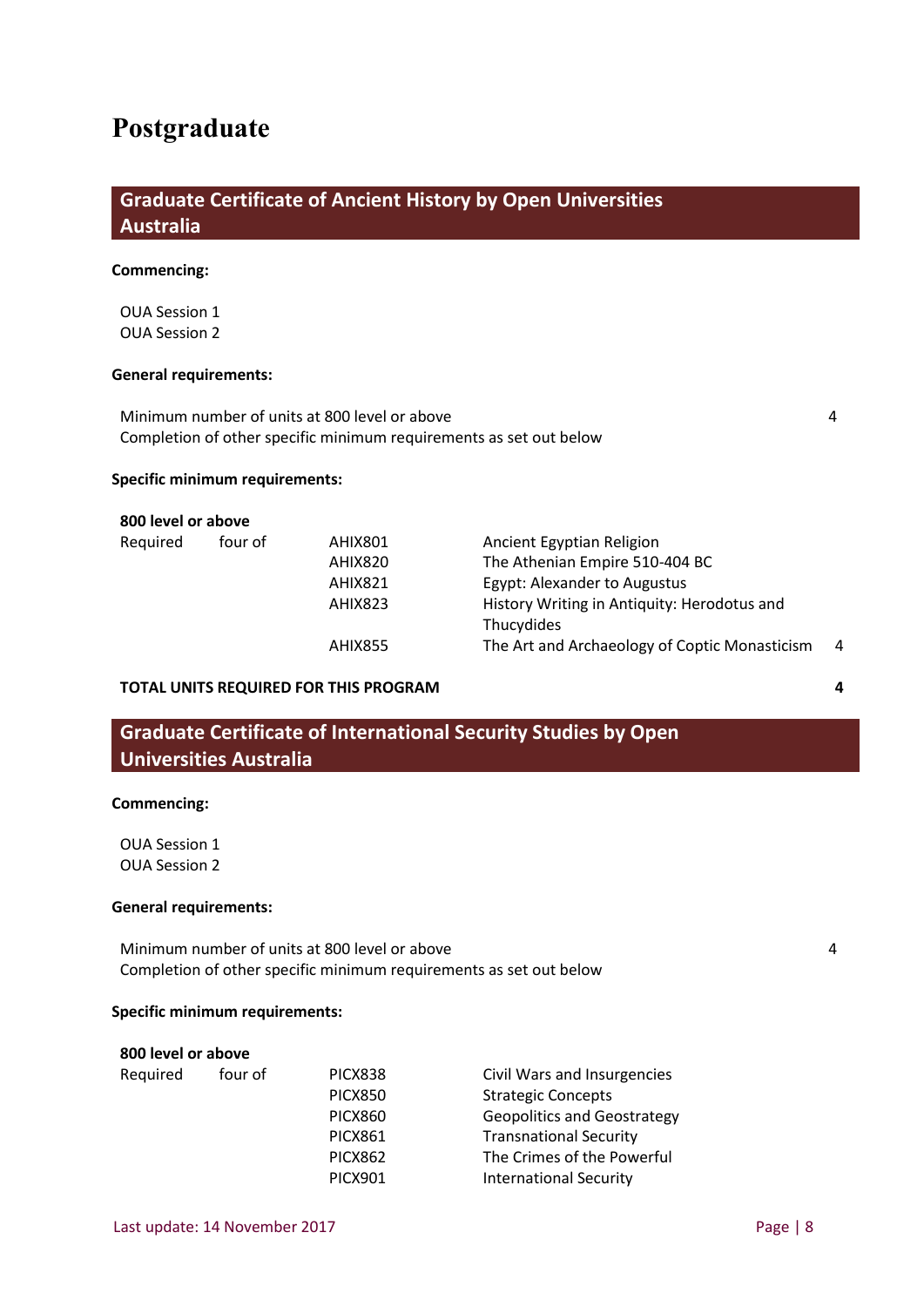# Postgraduate

## Graduate Certificate of Ancient History by Open Universities Australia

**Commencing:**

OUA Session 1
OUA Session 2

**General requirements:**

| | |
|---|---|
| Minimum number of units at 800 level or above | 4 |
| Completion of other specific minimum requirements as set out below | |

**Specific minimum requirements:**

**800 level or above**

| | | | | |
|---|---|---|---|---|
| Required | four of | AHIX801 | Ancient Egyptian Religion | |
| | | AHIX820 | The Athenian Empire 510-404 BC | |
| | | AHIX821 | Egypt: Alexander to Augustus | |
| | | AHIX823 | History Writing in Antiquity: Herodotus and Thucydides | |
| | | AHIX855 | The Art and Archaeology of Coptic Monasticism | 4 |

**TOTAL UNITS REQUIRED FOR THIS PROGRAM** **4**

## Graduate Certificate of International Security Studies by Open Universities Australia

**Commencing:**

OUA Session 1
OUA Session 2

**General requirements:**

| | |
|---|---|
| Minimum number of units at 800 level or above | 4 |
| Completion of other specific minimum requirements as set out below | |

**Specific minimum requirements:**

**800 level or above**

| | | | |
|---|---|---|---|
| Required | four of | PICX838 | Civil Wars and Insurgencies |
| | | PICX850 | Strategic Concepts |
| | | PICX860 | Geopolitics and Geostrategy |
| | | PICX861 | Transnational Security |
| | | PICX862 | The Crimes of the Powerful |
| | | PICX901 | International Security |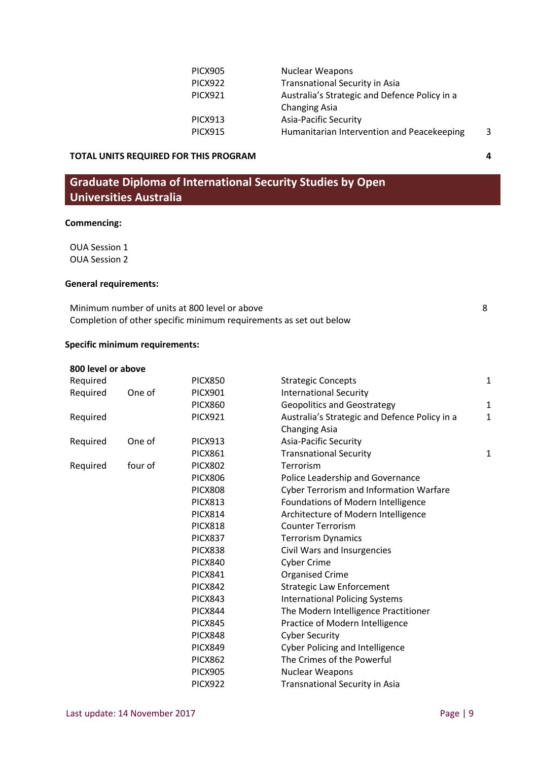| | | | | |
|---|---|---|---|---|
| | | PICX905 | Nuclear Weapons | |
| | | PICX922 | Transnational Security in Asia | |
| | | PICX921 | Australia's Strategic and Defence Policy in a Changing Asia | |
| | | PICX913 | Asia-Pacific Security | |
| | | PICX915 | Humanitarian Intervention and Peacekeeping | 3 |

**TOTAL UNITS REQUIRED FOR THIS PROGRAM** **4**

## Graduate Diploma of International Security Studies by Open Universities Australia

**Commencing:**

OUA Session 1
OUA Session 2

**General requirements:**

| | |
|---|---|
| Minimum number of units at 800 level or above | 8 |
| Completion of other specific minimum requirements as set out below | |

**Specific minimum requirements:**

| 800 level or above | | | | |
|---|---|---|---|---|
| Required | | PICX850 | Strategic Concepts | 1 |
| Required | One of | PICX901 | International Security | |
| | | PICX860 | Geopolitics and Geostrategy | 1 |
| Required | | PICX921 | Australia's Strategic and Defence Policy in a Changing Asia | 1 |
| Required | One of | PICX913 | Asia-Pacific Security | |
| | | PICX861 | Transnational Security | 1 |
| Required | four of | PICX802 | Terrorism | |
| | | PICX806 | Police Leadership and Governance | |
| | | PICX808 | Cyber Terrorism and Information Warfare | |
| | | PICX813 | Foundations of Modern Intelligence | |
| | | PICX814 | Architecture of Modern Intelligence | |
| | | PICX818 | Counter Terrorism | |
| | | PICX837 | Terrorism Dynamics | |
| | | PICX838 | Civil Wars and Insurgencies | |
| | | PICX840 | Cyber Crime | |
| | | PICX841 | Organised Crime | |
| | | PICX842 | Strategic Law Enforcement | |
| | | PICX843 | International Policing Systems | |
| | | PICX844 | The Modern Intelligence Practitioner | |
| | | PICX845 | Practice of Modern Intelligence | |
| | | PICX848 | Cyber Security | |
| | | PICX849 | Cyber Policing and Intelligence | |
| | | PICX862 | The Crimes of the Powerful | |
| | | PICX905 | Nuclear Weapons | |
| | | PICX922 | Transnational Security in Asia | |

Last update: 14 November 2017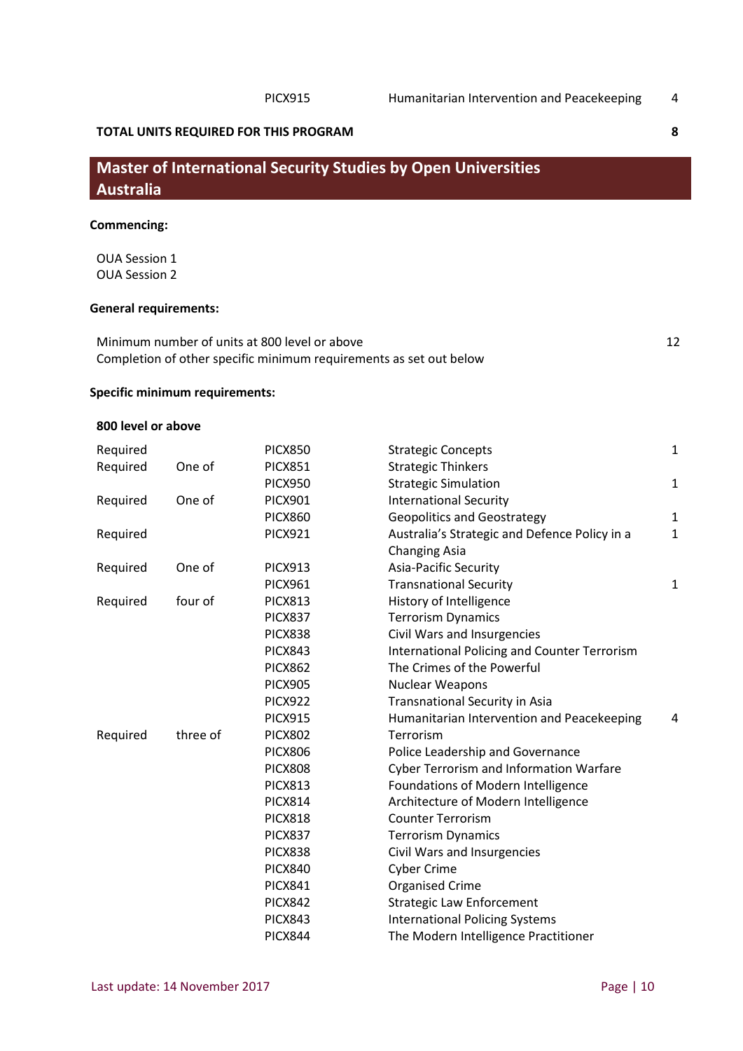| | | PICX915 | Humanitarian Intervention and Peacekeeping | 4 |
|---|---|---|---|---|
| **TOTAL UNITS REQUIRED FOR THIS PROGRAM** | | | | **8** |

## Master of International Security Studies by Open Universities Australia

**Commencing:**

OUA Session 1
OUA Session 2

**General requirements:**

| | |
|---|---|
| Minimum number of units at 800 level or above | 12 |
| Completion of other specific minimum requirements as set out below | |

**Specific minimum requirements:**

**800 level or above**

| | | | | |
|---|---|---|---|---|
| Required | | PICX850 | Strategic Concepts | 1 |
| Required | One of | PICX851 | Strategic Thinkers | |
| | | PICX950 | Strategic Simulation | 1 |
| Required | One of | PICX901 | International Security | |
| | | PICX860 | Geopolitics and Geostrategy | 1 |
| Required | | PICX921 | Australia's Strategic and Defence Policy in a Changing Asia | 1 |
| Required | One of | PICX913 | Asia-Pacific Security | |
| | | PICX961 | Transnational Security | 1 |
| Required | four of | PICX813 | History of Intelligence | |
| | | PICX837 | Terrorism Dynamics | |
| | | PICX838 | Civil Wars and Insurgencies | |
| | | PICX843 | International Policing and Counter Terrorism | |
| | | PICX862 | The Crimes of the Powerful | |
| | | PICX905 | Nuclear Weapons | |
| | | PICX922 | Transnational Security in Asia | |
| | | PICX915 | Humanitarian Intervention and Peacekeeping | 4 |
| Required | three of | PICX802 | Terrorism | |
| | | PICX806 | Police Leadership and Governance | |
| | | PICX808 | Cyber Terrorism and Information Warfare | |
| | | PICX813 | Foundations of Modern Intelligence | |
| | | PICX814 | Architecture of Modern Intelligence | |
| | | PICX818 | Counter Terrorism | |
| | | PICX837 | Terrorism Dynamics | |
| | | PICX838 | Civil Wars and Insurgencies | |
| | | PICX840 | Cyber Crime | |
| | | PICX841 | Organised Crime | |
| | | PICX842 | Strategic Law Enforcement | |
| | | PICX843 | International Policing Systems | |
| | | PICX844 | The Modern Intelligence Practitioner | |

Last update: 14 November 2017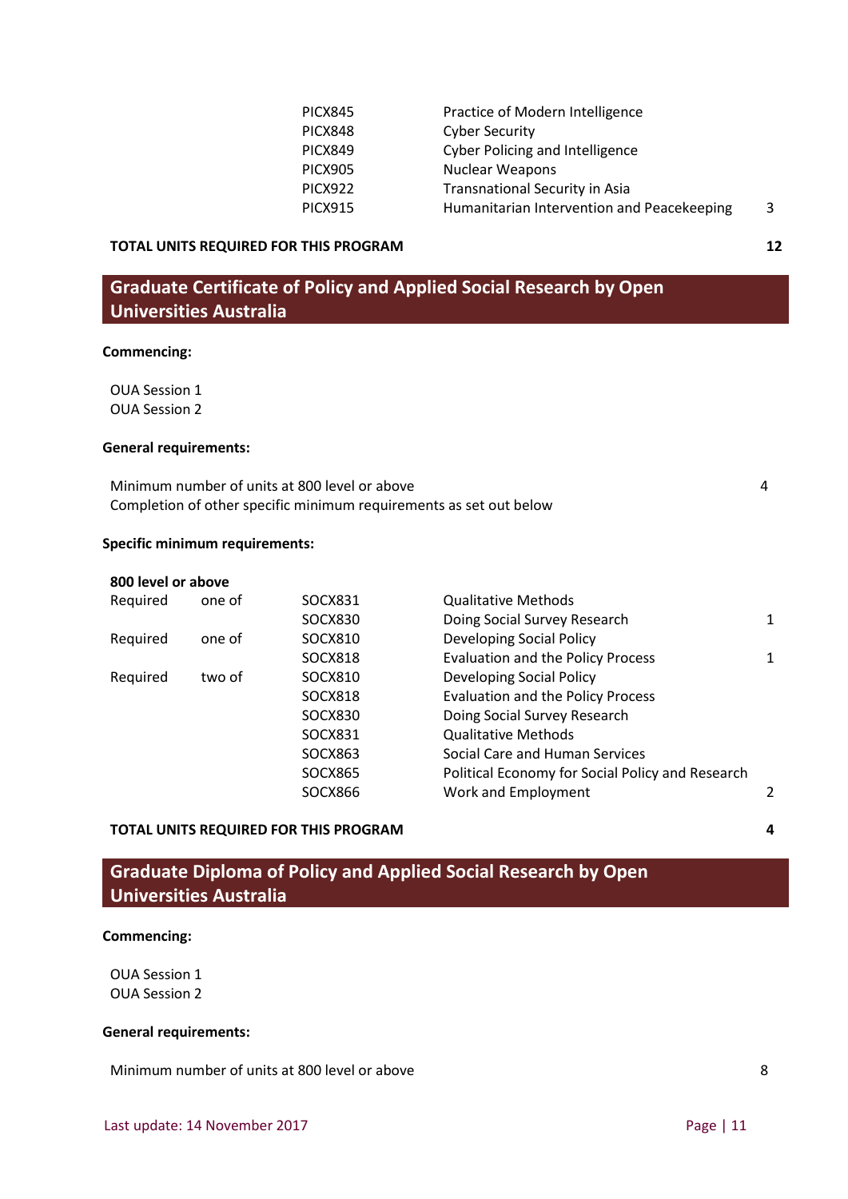| | | | |
|---|---|---|---|
| PICX845 | Practice of Modern Intelligence | | |
| PICX848 | Cyber Security | | |
| PICX849 | Cyber Policing and Intelligence | | |
| PICX905 | Nuclear Weapons | | |
| PICX922 | Transnational Security in Asia | | |
| PICX915 | Humanitarian Intervention and Peacekeeping | | 3 |

**TOTAL UNITS REQUIRED FOR THIS PROGRAM** **12**

## Graduate Certificate of Policy and Applied Social Research by Open Universities Australia

**Commencing:**

OUA Session 1
OUA Session 2

**General requirements:**

| | |
|---|---|
| Minimum number of units at 800 level or above | 4 |
| Completion of other specific minimum requirements as set out below | |

**Specific minimum requirements:**

**800 level or above**

| | | | | |
|---|---|---|---|---|
| Required | one of | SOCX831 | Qualitative Methods | |
| | | SOCX830 | Doing Social Survey Research | 1 |
| Required | one of | SOCX810 | Developing Social Policy | |
| | | SOCX818 | Evaluation and the Policy Process | 1 |
| Required | two of | SOCX810 | Developing Social Policy | |
| | | SOCX818 | Evaluation and the Policy Process | |
| | | SOCX830 | Doing Social Survey Research | |
| | | SOCX831 | Qualitative Methods | |
| | | SOCX863 | Social Care and Human Services | |
| | | SOCX865 | Political Economy for Social Policy and Research | |
| | | SOCX866 | Work and Employment | 2 |

**TOTAL UNITS REQUIRED FOR THIS PROGRAM** **4**

## Graduate Diploma of Policy and Applied Social Research by Open Universities Australia

**Commencing:**

OUA Session 1
OUA Session 2

**General requirements:**

| | |
|---|---|
| Minimum number of units at 800 level or above | 8 |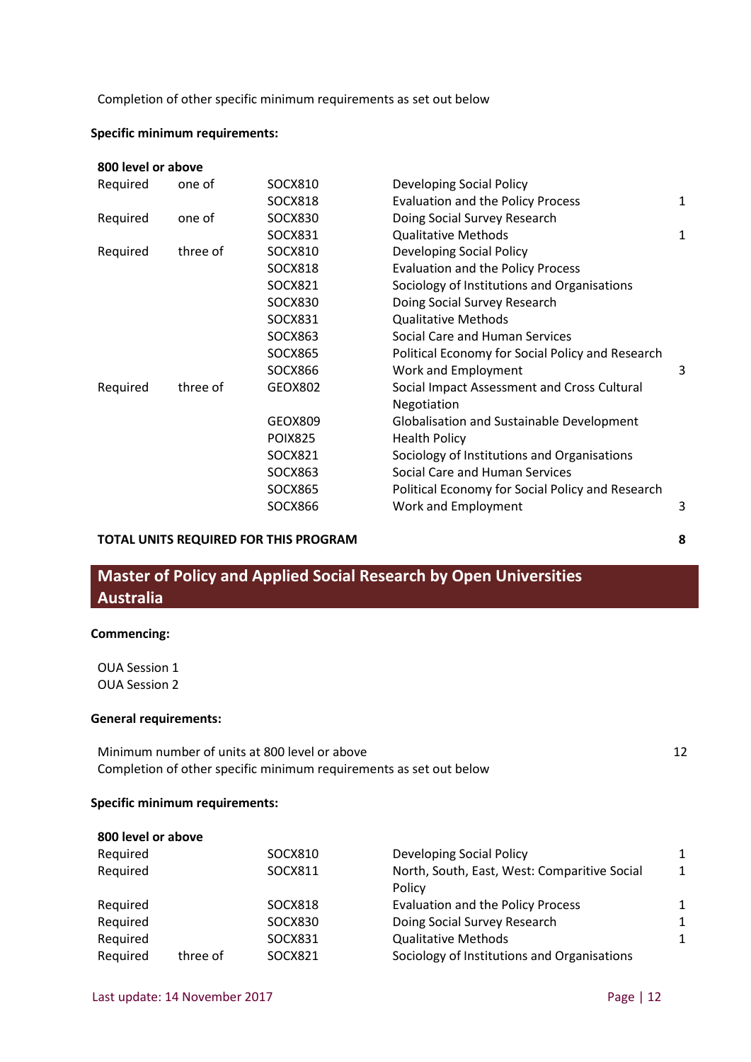Completion of other specific minimum requirements as set out below

**Specific minimum requirements:**

| 800 level or above | | | | |
|---|---|---|---|---|
| Required | one of | SOCX810 | Developing Social Policy | |
| | | SOCX818 | Evaluation and the Policy Process | 1 |
| Required | one of | SOCX830 | Doing Social Survey Research | |
| | | SOCX831 | Qualitative Methods | 1 |
| Required | three of | SOCX810 | Developing Social Policy | |
| | | SOCX818 | Evaluation and the Policy Process | |
| | | SOCX821 | Sociology of Institutions and Organisations | |
| | | SOCX830 | Doing Social Survey Research | |
| | | SOCX831 | Qualitative Methods | |
| | | SOCX863 | Social Care and Human Services | |
| | | SOCX865 | Political Economy for Social Policy and Research | |
| | | SOCX866 | Work and Employment | 3 |
| Required | three of | GEOX802 | Social Impact Assessment and Cross Cultural Negotiation | |
| | | GEOX809 | Globalisation and Sustainable Development | |
| | | POIX825 | Health Policy | |
| | | SOCX821 | Sociology of Institutions and Organisations | |
| | | SOCX863 | Social Care and Human Services | |
| | | SOCX865 | Political Economy for Social Policy and Research | |
| | | SOCX866 | Work and Employment | 3 |

**TOTAL UNITS REQUIRED FOR THIS PROGRAM** **8**

## Master of Policy and Applied Social Research by Open Universities Australia

**Commencing:**

OUA Session 1
OUA Session 2

**General requirements:**

Minimum number of units at 800 level or above 12
Completion of other specific minimum requirements as set out below

**Specific minimum requirements:**

| 800 level or above | | | | |
|---|---|---|---|---|
| Required | | SOCX810 | Developing Social Policy | 1 |
| Required | | SOCX811 | North, South, East, West: Comparitive Social Policy | 1 |
| Required | | SOCX818 | Evaluation and the Policy Process | 1 |
| Required | | SOCX830 | Doing Social Survey Research | 1 |
| Required | | SOCX831 | Qualitative Methods | 1 |
| Required | three of | SOCX821 | Sociology of Institutions and Organisations | |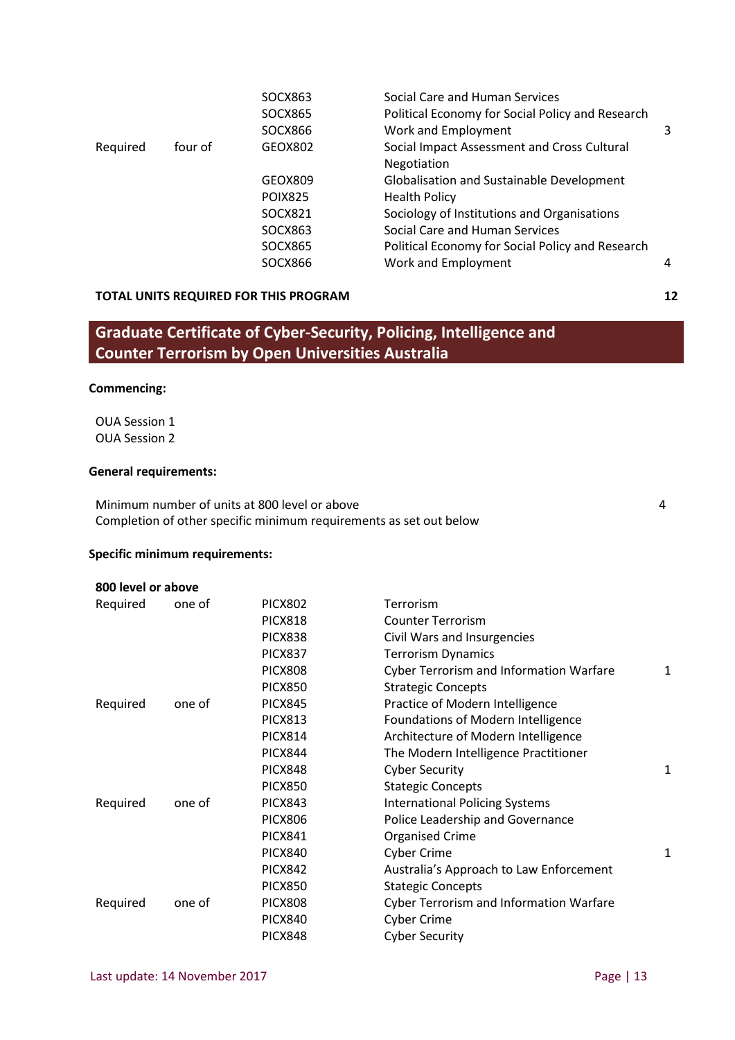| | | | | |
|---|---|---|---|---|
| | | SOCX863 | Social Care and Human Services | |
| | | SOCX865 | Political Economy for Social Policy and Research | |
| | | SOCX866 | Work and Employment | 3 |
| Required | four of | GEOX802 | Social Impact Assessment and Cross Cultural Negotiation | |
| | | GEOX809 | Globalisation and Sustainable Development | |
| | | POIX825 | Health Policy | |
| | | SOCX821 | Sociology of Institutions and Organisations | |
| | | SOCX863 | Social Care and Human Services | |
| | | SOCX865 | Political Economy for Social Policy and Research | |
| | | SOCX866 | Work and Employment | 4 |

**TOTAL UNITS REQUIRED FOR THIS PROGRAM** **12**

## Graduate Certificate of Cyber-Security, Policing, Intelligence and Counter Terrorism by Open Universities Australia

**Commencing:**

OUA Session 1
OUA Session 2

**General requirements:**

| | |
|---|---|
| Minimum number of units at 800 level or above | 4 |
| Completion of other specific minimum requirements as set out below | |

**Specific minimum requirements:**

**800 level or above**

| | | | | |
|---|---|---|---|---|
| Required | one of | PICX802 | Terrorism | |
| | | PICX818 | Counter Terrorism | |
| | | PICX838 | Civil Wars and Insurgencies | |
| | | PICX837 | Terrorism Dynamics | |
| | | PICX808 | Cyber Terrorism and Information Warfare | 1 |
| | | PICX850 | Strategic Concepts | |
| Required | one of | PICX845 | Practice of Modern Intelligence | |
| | | PICX813 | Foundations of Modern Intelligence | |
| | | PICX814 | Architecture of Modern Intelligence | |
| | | PICX844 | The Modern Intelligence Practitioner | |
| | | PICX848 | Cyber Security | 1 |
| | | PICX850 | Stategic Concepts | |
| Required | one of | PICX843 | International Policing Systems | |
| | | PICX806 | Police Leadership and Governance | |
| | | PICX841 | Organised Crime | |
| | | PICX840 | Cyber Crime | 1 |
| | | PICX842 | Australia's Approach to Law Enforcement | |
| | | PICX850 | Stategic Concepts | |
| Required | one of | PICX808 | Cyber Terrorism and Information Warfare | |
| | | PICX840 | Cyber Crime | |
| | | PICX848 | Cyber Security | |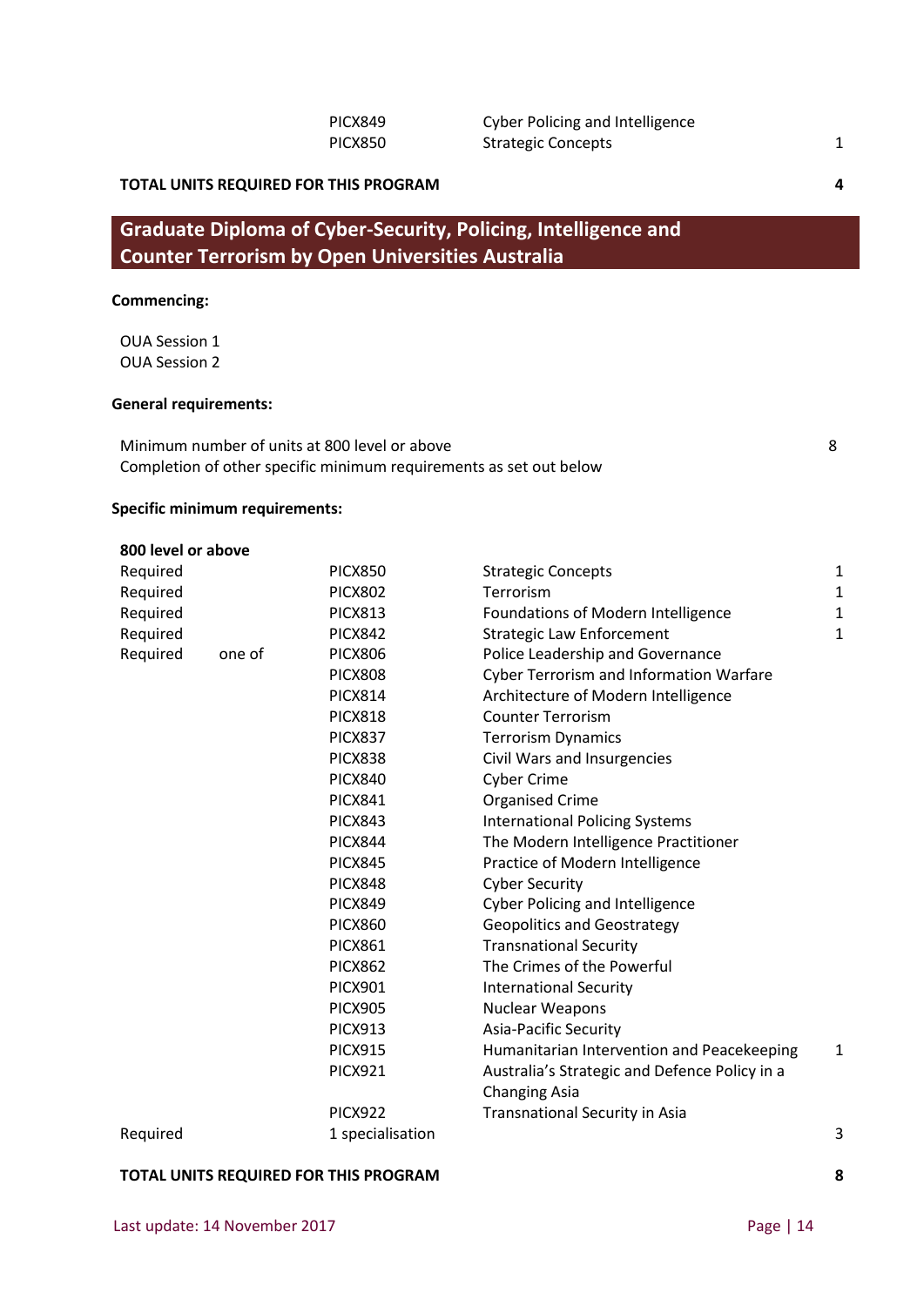| | | | |
|---|---|---|---|
| | PICX849 | Cyber Policing and Intelligence | |
| | PICX850 | Strategic Concepts | 1 |

**TOTAL UNITS REQUIRED FOR THIS PROGRAM** **4**

## Graduate Diploma of Cyber-Security, Policing, Intelligence and Counter Terrorism by Open Universities Australia

**Commencing:**

OUA Session 1
OUA Session 2

**General requirements:**

| | |
|---|---|
| Minimum number of units at 800 level or above | 8 |
| Completion of other specific minimum requirements as set out below | |

**Specific minimum requirements:**

**800 level or above**

| | | | | |
|---|---|---|---|---|
| Required | | PICX850 | Strategic Concepts | 1 |
| Required | | PICX802 | Terrorism | 1 |
| Required | | PICX813 | Foundations of Modern Intelligence | 1 |
| Required | | PICX842 | Strategic Law Enforcement | 1 |
| Required | one of | PICX806 | Police Leadership and Governance | |
| | | PICX808 | Cyber Terrorism and Information Warfare | |
| | | PICX814 | Architecture of Modern Intelligence | |
| | | PICX818 | Counter Terrorism | |
| | | PICX837 | Terrorism Dynamics | |
| | | PICX838 | Civil Wars and Insurgencies | |
| | | PICX840 | Cyber Crime | |
| | | PICX841 | Organised Crime | |
| | | PICX843 | International Policing Systems | |
| | | PICX844 | The Modern Intelligence Practitioner | |
| | | PICX845 | Practice of Modern Intelligence | |
| | | PICX848 | Cyber Security | |
| | | PICX849 | Cyber Policing and Intelligence | |
| | | PICX860 | Geopolitics and Geostrategy | |
| | | PICX861 | Transnational Security | |
| | | PICX862 | The Crimes of the Powerful | |
| | | PICX901 | International Security | |
| | | PICX905 | Nuclear Weapons | |
| | | PICX913 | Asia-Pacific Security | |
| | | PICX915 | Humanitarian Intervention and Peacekeeping | 1 |
| | | PICX921 | Australia's Strategic and Defence Policy in a Changing Asia | |
| | | PICX922 | Transnational Security in Asia | |
| Required | | 1 specialisation | | 3 |

**TOTAL UNITS REQUIRED FOR THIS PROGRAM** **8**

Last update: 14 November 2017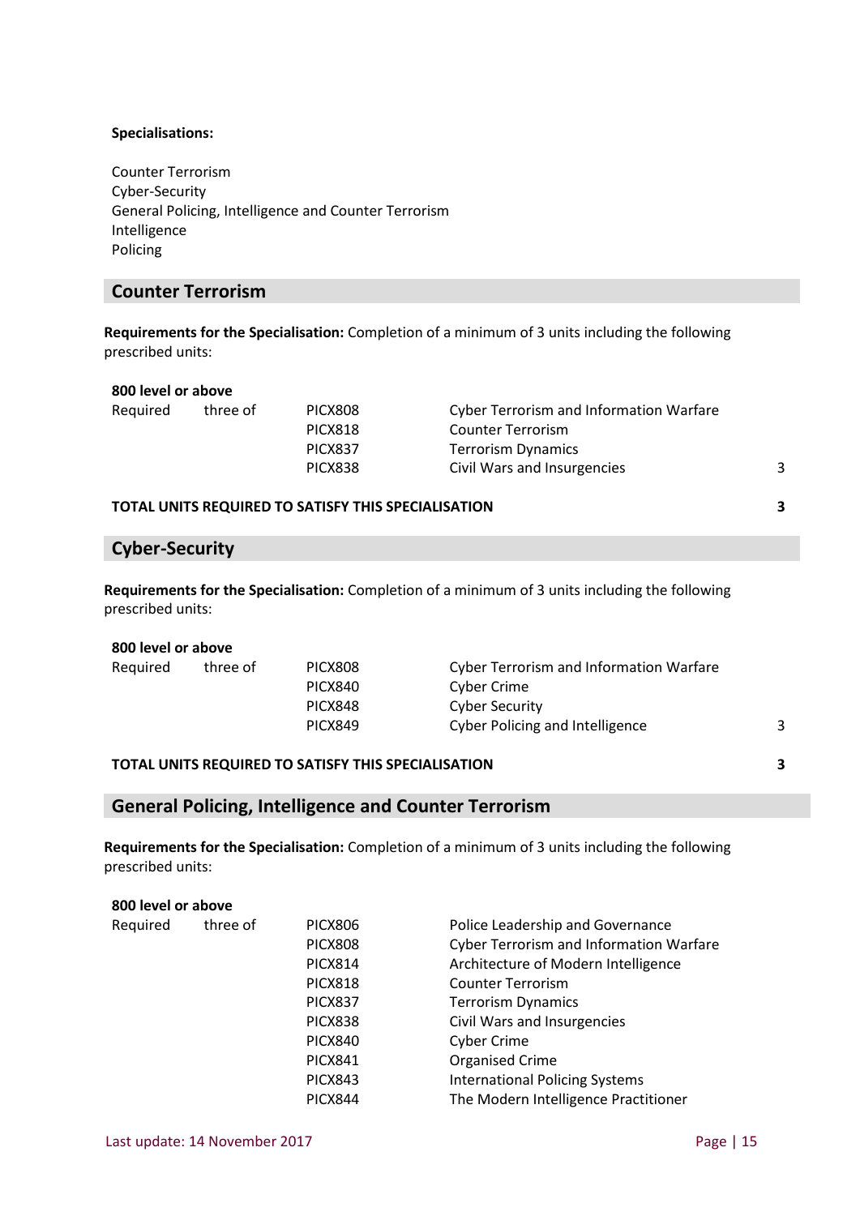**Specialisations:**

Counter Terrorism
Cyber-Security
General Policing, Intelligence and Counter Terrorism
Intelligence
Policing

## Counter Terrorism

**Requirements for the Specialisation:** Completion of a minimum of 3 units including the following prescribed units:

**800 level or above**

| | | | | |
|---|---|---|---|---|
| Required | three of | PICX808 | Cyber Terrorism and Information Warfare | |
| | | PICX818 | Counter Terrorism | |
| | | PICX837 | Terrorism Dynamics | |
| | | PICX838 | Civil Wars and Insurgencies | 3 |

**TOTAL UNITS REQUIRED TO SATISFY THIS SPECIALISATION** **3**

## Cyber-Security

**Requirements for the Specialisation:** Completion of a minimum of 3 units including the following prescribed units:

**800 level or above**

| | | | | |
|---|---|---|---|---|
| Required | three of | PICX808 | Cyber Terrorism and Information Warfare | |
| | | PICX840 | Cyber Crime | |
| | | PICX848 | Cyber Security | |
| | | PICX849 | Cyber Policing and Intelligence | 3 |

**TOTAL UNITS REQUIRED TO SATISFY THIS SPECIALISATION** **3**

## General Policing, Intelligence and Counter Terrorism

**Requirements for the Specialisation:** Completion of a minimum of 3 units including the following prescribed units:

**800 level or above**

| | | | |
|---|---|---|---|
| Required | three of | PICX806 | Police Leadership and Governance |
| | | PICX808 | Cyber Terrorism and Information Warfare |
| | | PICX814 | Architecture of Modern Intelligence |
| | | PICX818 | Counter Terrorism |
| | | PICX837 | Terrorism Dynamics |
| | | PICX838 | Civil Wars and Insurgencies |
| | | PICX840 | Cyber Crime |
| | | PICX841 | Organised Crime |
| | | PICX843 | International Policing Systems |
| | | PICX844 | The Modern Intelligence Practitioner |

Last update: 14 November 2017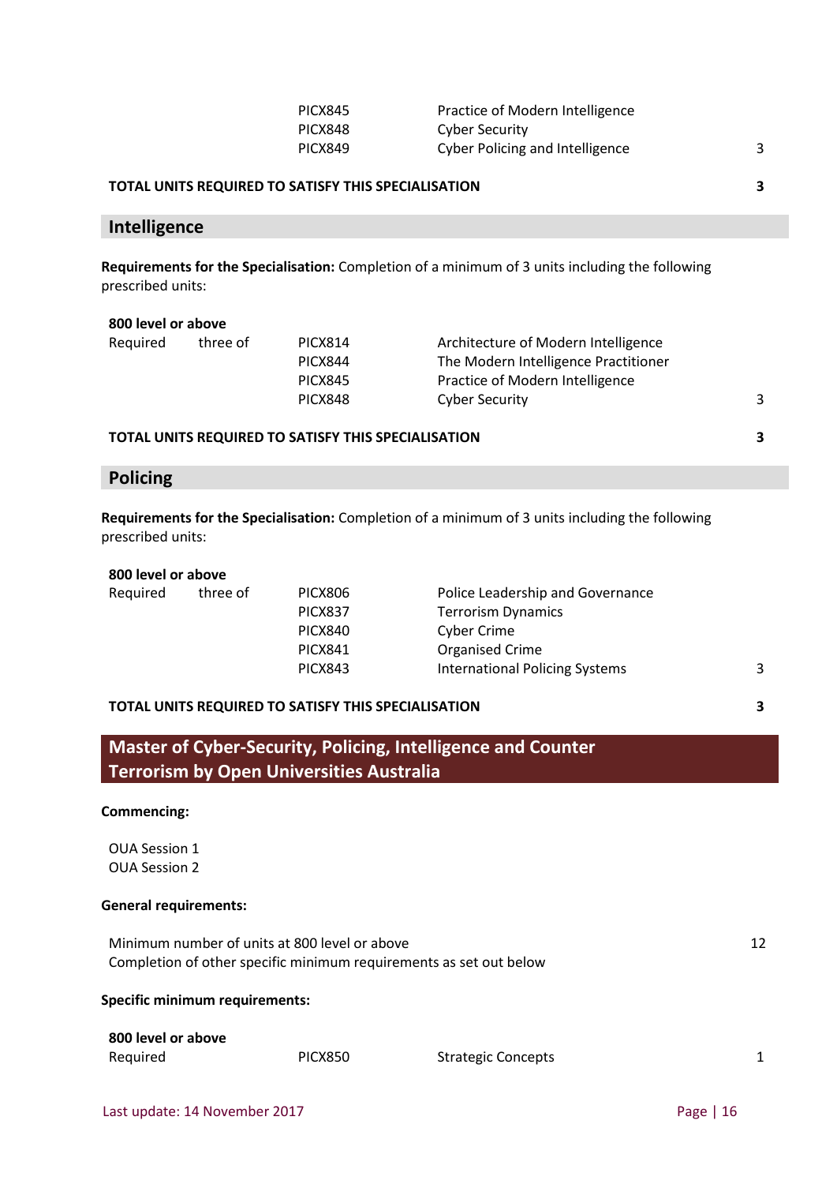| | | | | |
|---|---|---|---|---|
| | | PICX845 | Practice of Modern Intelligence | |
| | | PICX848 | Cyber Security | |
| | | PICX849 | Cyber Policing and Intelligence | 3 |

**TOTAL UNITS REQUIRED TO SATISFY THIS SPECIALISATION** **3**

## Intelligence

**Requirements for the Specialisation:** Completion of a minimum of 3 units including the following prescribed units:

**800 level or above**

| | | | | |
|---|---|---|---|---|
| Required | three of | PICX814 | Architecture of Modern Intelligence | |
| | | PICX844 | The Modern Intelligence Practitioner | |
| | | PICX845 | Practice of Modern Intelligence | |
| | | PICX848 | Cyber Security | 3 |

**TOTAL UNITS REQUIRED TO SATISFY THIS SPECIALISATION** **3**

## Policing

**Requirements for the Specialisation:** Completion of a minimum of 3 units including the following prescribed units:

**800 level or above**

| | | | | |
|---|---|---|---|---|
| Required | three of | PICX806 | Police Leadership and Governance | |
| | | PICX837 | Terrorism Dynamics | |
| | | PICX840 | Cyber Crime | |
| | | PICX841 | Organised Crime | |
| | | PICX843 | International Policing Systems | 3 |

**TOTAL UNITS REQUIRED TO SATISFY THIS SPECIALISATION** **3**

# Master of Cyber-Security, Policing, Intelligence and Counter Terrorism by Open Universities Australia

**Commencing:**

OUA Session 1
OUA Session 2

**General requirements:**

| | |
|---|---|
| Minimum number of units at 800 level or above | 12 |
| Completion of other specific minimum requirements as set out below | |

**Specific minimum requirements:**

**800 level or above**

| | | | |
|---|---|---|---|
| Required | PICX850 | Strategic Concepts | 1 |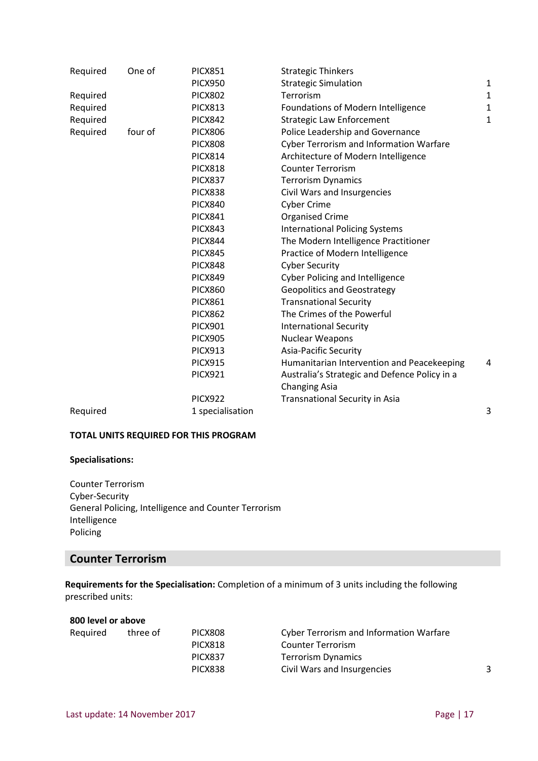| | | | | |
|---|---|---|---|---|
| Required | One of | PICX851 | Strategic Thinkers | |
| | | PICX950 | Strategic Simulation | 1 |
| Required | | PICX802 | Terrorism | 1 |
| Required | | PICX813 | Foundations of Modern Intelligence | 1 |
| Required | | PICX842 | Strategic Law Enforcement | 1 |
| Required | four of | PICX806 | Police Leadership and Governance | |
| | | PICX808 | Cyber Terrorism and Information Warfare | |
| | | PICX814 | Architecture of Modern Intelligence | |
| | | PICX818 | Counter Terrorism | |
| | | PICX837 | Terrorism Dynamics | |
| | | PICX838 | Civil Wars and Insurgencies | |
| | | PICX840 | Cyber Crime | |
| | | PICX841 | Organised Crime | |
| | | PICX843 | International Policing Systems | |
| | | PICX844 | The Modern Intelligence Practitioner | |
| | | PICX845 | Practice of Modern Intelligence | |
| | | PICX848 | Cyber Security | |
| | | PICX849 | Cyber Policing and Intelligence | |
| | | PICX860 | Geopolitics and Geostrategy | |
| | | PICX861 | Transnational Security | |
| | | PICX862 | The Crimes of the Powerful | |
| | | PICX901 | International Security | |
| | | PICX905 | Nuclear Weapons | |
| | | PICX913 | Asia-Pacific Security | |
| | | PICX915 | Humanitarian Intervention and Peacekeeping | 4 |
| | | PICX921 | Australia's Strategic and Defence Policy in a Changing Asia | |
| | | PICX922 | Transnational Security in Asia | |
| Required | | 1 specialisation | | 3 |

**TOTAL UNITS REQUIRED FOR THIS PROGRAM**

**Specialisations:**

Counter Terrorism
Cyber-Security
General Policing, Intelligence and Counter Terrorism
Intelligence
Policing

## Counter Terrorism

**Requirements for the Specialisation:** Completion of a minimum of 3 units including the following prescribed units:

**800 level or above**

| | | | | |
|---|---|---|---|---|
| Required | three of | PICX808 | Cyber Terrorism and Information Warfare | |
| | | PICX818 | Counter Terrorism | |
| | | PICX837 | Terrorism Dynamics | |
| | | PICX838 | Civil Wars and Insurgencies | 3 |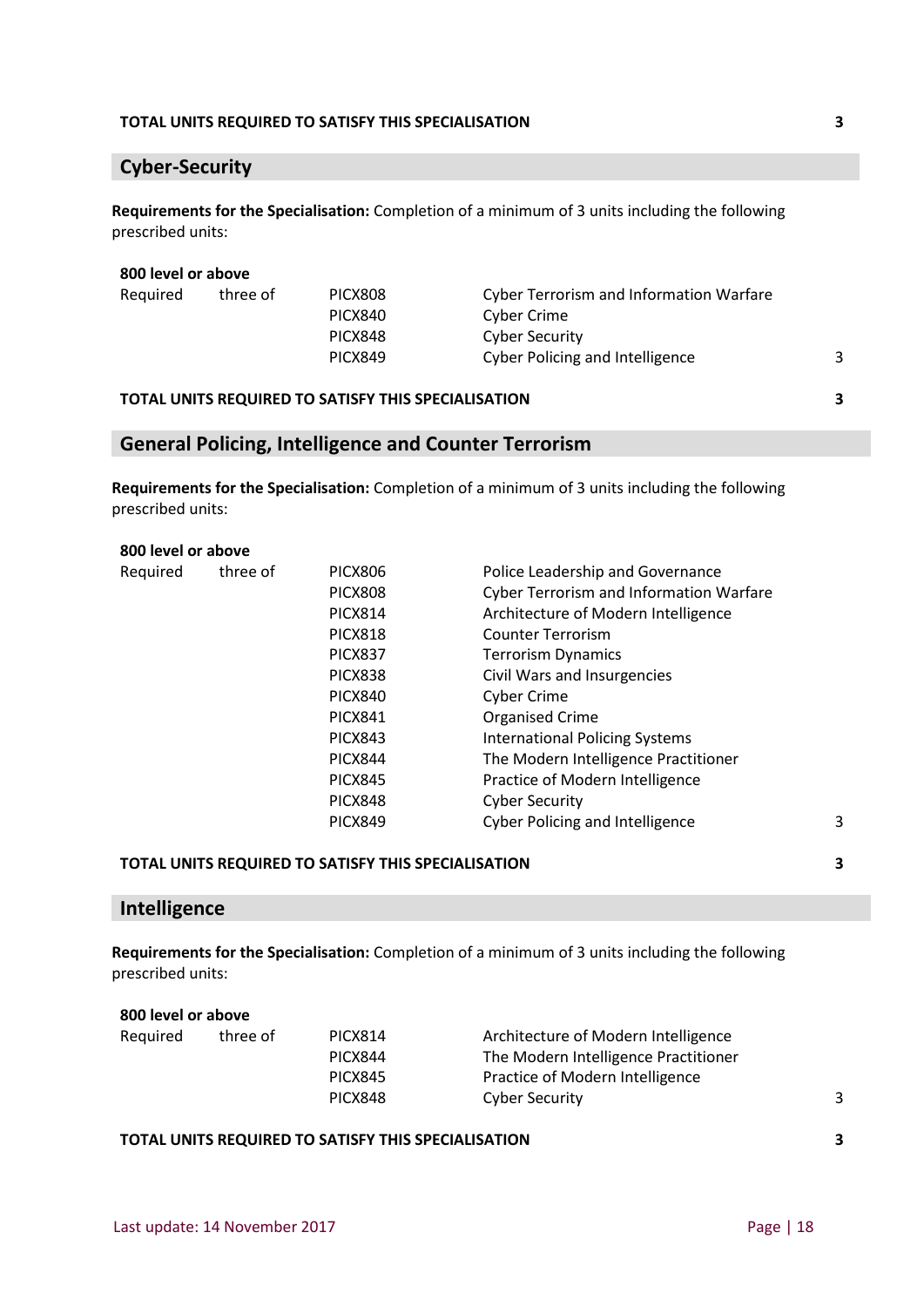**TOTAL UNITS REQUIRED TO SATISFY THIS SPECIALISATION** **3**

## Cyber-Security

**Requirements for the Specialisation:** Completion of a minimum of 3 units including the following prescribed units:

**800 level or above**

| | | | | |
|---|---|---|---|---|
| Required | three of | PICX808 | Cyber Terrorism and Information Warfare | |
| | | PICX840 | Cyber Crime | |
| | | PICX848 | Cyber Security | |
| | | PICX849 | Cyber Policing and Intelligence | 3 |

**TOTAL UNITS REQUIRED TO SATISFY THIS SPECIALISATION** **3**

## General Policing, Intelligence and Counter Terrorism

**Requirements for the Specialisation:** Completion of a minimum of 3 units including the following prescribed units:

**800 level or above**

| | | | | |
|---|---|---|---|---|
| Required | three of | PICX806 | Police Leadership and Governance | |
| | | PICX808 | Cyber Terrorism and Information Warfare | |
| | | PICX814 | Architecture of Modern Intelligence | |
| | | PICX818 | Counter Terrorism | |
| | | PICX837 | Terrorism Dynamics | |
| | | PICX838 | Civil Wars and Insurgencies | |
| | | PICX840 | Cyber Crime | |
| | | PICX841 | Organised Crime | |
| | | PICX843 | International Policing Systems | |
| | | PICX844 | The Modern Intelligence Practitioner | |
| | | PICX845 | Practice of Modern Intelligence | |
| | | PICX848 | Cyber Security | |
| | | PICX849 | Cyber Policing and Intelligence | 3 |

**TOTAL UNITS REQUIRED TO SATISFY THIS SPECIALISATION** **3**

## Intelligence

**Requirements for the Specialisation:** Completion of a minimum of 3 units including the following prescribed units:

**800 level or above**

| | | | | |
|---|---|---|---|---|
| Required | three of | PICX814 | Architecture of Modern Intelligence | |
| | | PICX844 | The Modern Intelligence Practitioner | |
| | | PICX845 | Practice of Modern Intelligence | |
| | | PICX848 | Cyber Security | 3 |

**TOTAL UNITS REQUIRED TO SATISFY THIS SPECIALISATION** **3**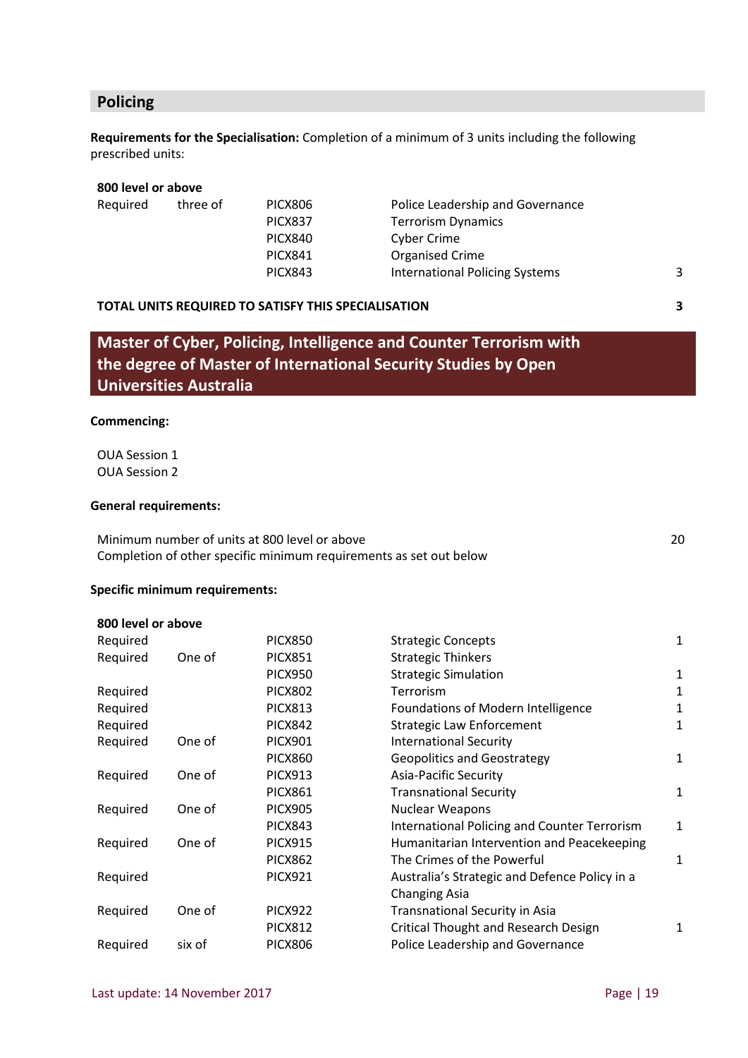## Policing

**Requirements for the Specialisation:** Completion of a minimum of 3 units including the following prescribed units:

**800 level or above**

| | | | | |
|---|---|---|---|---|
| Required | three of | PICX806 | Police Leadership and Governance | |
| | | PICX837 | Terrorism Dynamics | |
| | | PICX840 | Cyber Crime | |
| | | PICX841 | Organised Crime | |
| | | PICX843 | International Policing Systems | 3 |

**TOTAL UNITS REQUIRED TO SATISFY THIS SPECIALISATION** **3**

## Master of Cyber, Policing, Intelligence and Counter Terrorism with the degree of Master of International Security Studies by Open Universities Australia

**Commencing:**

OUA Session 1
OUA Session 2

**General requirements:**

| | |
|---|---|
| Minimum number of units at 800 level or above | 20 |
| Completion of other specific minimum requirements as set out below | |

**Specific minimum requirements:**

**800 level or above**

| | | | | |
|---|---|---|---|---|
| Required | | PICX850 | Strategic Concepts | 1 |
| Required | One of | PICX851 | Strategic Thinkers | |
| | | PICX950 | Strategic Simulation | 1 |
| Required | | PICX802 | Terrorism | 1 |
| Required | | PICX813 | Foundations of Modern Intelligence | 1 |
| Required | | PICX842 | Strategic Law Enforcement | 1 |
| Required | One of | PICX901 | International Security | |
| | | PICX860 | Geopolitics and Geostrategy | 1 |
| Required | One of | PICX913 | Asia-Pacific Security | |
| | | PICX861 | Transnational Security | 1 |
| Required | One of | PICX905 | Nuclear Weapons | |
| | | PICX843 | International Policing and Counter Terrorism | 1 |
| Required | One of | PICX915 | Humanitarian Intervention and Peacekeeping | |
| | | PICX862 | The Crimes of the Powerful | 1 |
| Required | | PICX921 | Australia's Strategic and Defence Policy in a Changing Asia | |
| Required | One of | PICX922 | Transnational Security in Asia | |
| | | PICX812 | Critical Thought and Research Design | 1 |
| Required | six of | PICX806 | Police Leadership and Governance | |

Last update: 14 November 2017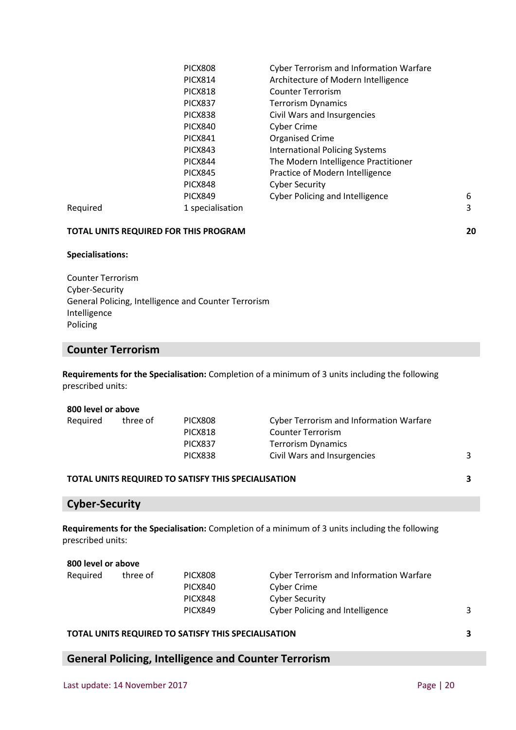| | | | |
|---|---|---|---|
| | PICX808 | Cyber Terrorism and Information Warfare | |
| | PICX814 | Architecture of Modern Intelligence | |
| | PICX818 | Counter Terrorism | |
| | PICX837 | Terrorism Dynamics | |
| | PICX838 | Civil Wars and Insurgencies | |
| | PICX840 | Cyber Crime | |
| | PICX841 | Organised Crime | |
| | PICX843 | International Policing Systems | |
| | PICX844 | The Modern Intelligence Practitioner | |
| | PICX845 | Practice of Modern Intelligence | |
| | PICX848 | Cyber Security | |
| | PICX849 | Cyber Policing and Intelligence | 6 |
| Required | 1 specialisation | | 3 |

**TOTAL UNITS REQUIRED FOR THIS PROGRAM** **20**

**Specialisations:**

Counter Terrorism
Cyber-Security
General Policing, Intelligence and Counter Terrorism
Intelligence
Policing

## Counter Terrorism

**Requirements for the Specialisation:** Completion of a minimum of 3 units including the following prescribed units:

**800 level or above**

| | | | | |
|---|---|---|---|---|
| Required | three of | PICX808 | Cyber Terrorism and Information Warfare | |
| | | PICX818 | Counter Terrorism | |
| | | PICX837 | Terrorism Dynamics | |
| | | PICX838 | Civil Wars and Insurgencies | 3 |

**TOTAL UNITS REQUIRED TO SATISFY THIS SPECIALISATION** **3**

## Cyber-Security

**Requirements for the Specialisation:** Completion of a minimum of 3 units including the following prescribed units:

**800 level or above**

| | | | | |
|---|---|---|---|---|
| Required | three of | PICX808 | Cyber Terrorism and Information Warfare | |
| | | PICX840 | Cyber Crime | |
| | | PICX848 | Cyber Security | |
| | | PICX849 | Cyber Policing and Intelligence | 3 |

**TOTAL UNITS REQUIRED TO SATISFY THIS SPECIALISATION** **3**

## General Policing, Intelligence and Counter Terrorism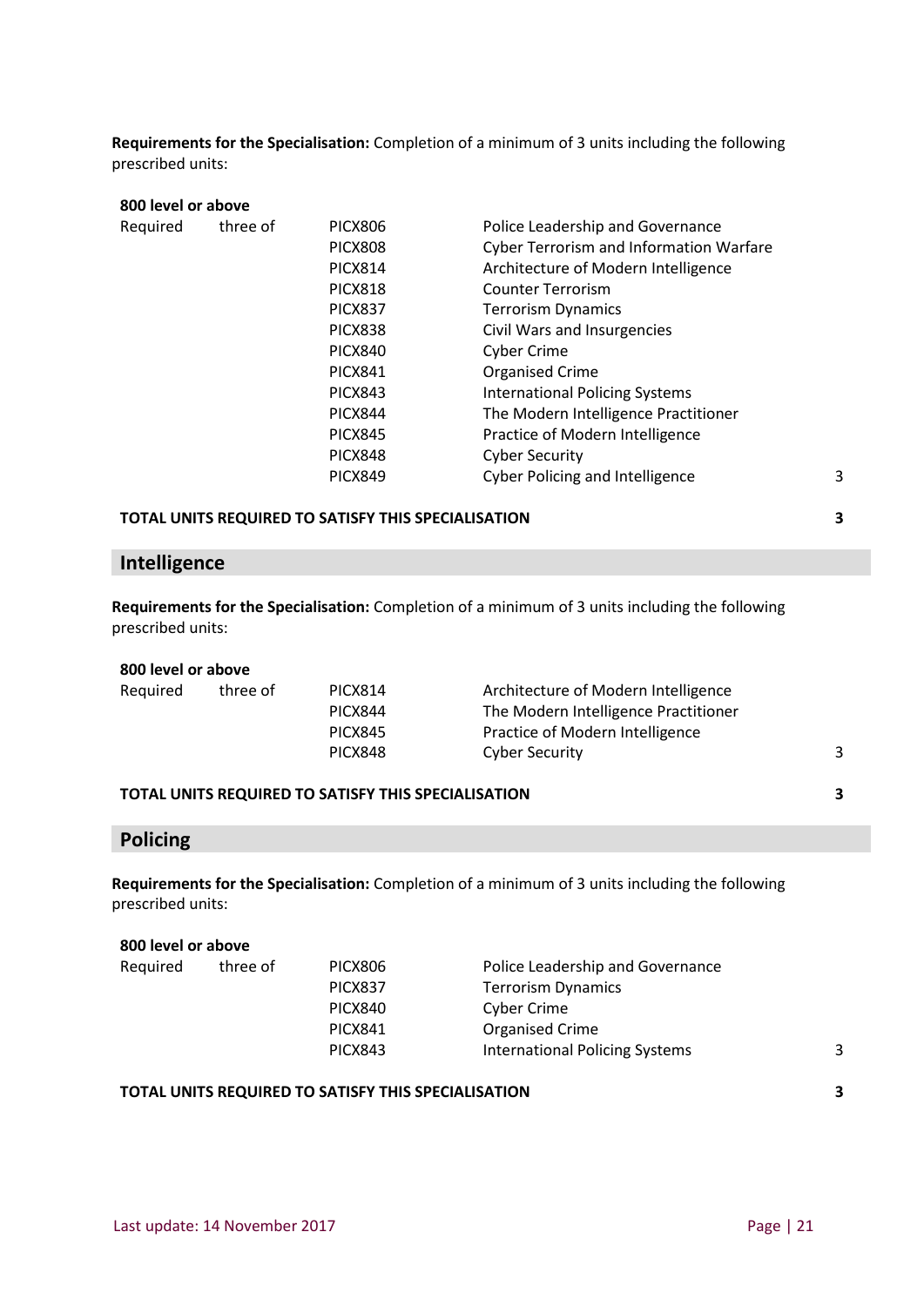**Requirements for the Specialisation:** Completion of a minimum of 3 units including the following prescribed units:

**800 level or above**

| | | | | |
|---|---|---|---|---|
| Required | three of | PICX806 | Police Leadership and Governance | |
| | | PICX808 | Cyber Terrorism and Information Warfare | |
| | | PICX814 | Architecture of Modern Intelligence | |
| | | PICX818 | Counter Terrorism | |
| | | PICX837 | Terrorism Dynamics | |
| | | PICX838 | Civil Wars and Insurgencies | |
| | | PICX840 | Cyber Crime | |
| | | PICX841 | Organised Crime | |
| | | PICX843 | International Policing Systems | |
| | | PICX844 | The Modern Intelligence Practitioner | |
| | | PICX845 | Practice of Modern Intelligence | |
| | | PICX848 | Cyber Security | |
| | | PICX849 | Cyber Policing and Intelligence | 3 |

**TOTAL UNITS REQUIRED TO SATISFY THIS SPECIALISATION** **3**

## Intelligence

**Requirements for the Specialisation:** Completion of a minimum of 3 units including the following prescribed units:

**800 level or above**

| | | | | |
|---|---|---|---|---|
| Required | three of | PICX814 | Architecture of Modern Intelligence | |
| | | PICX844 | The Modern Intelligence Practitioner | |
| | | PICX845 | Practice of Modern Intelligence | |
| | | PICX848 | Cyber Security | 3 |

**TOTAL UNITS REQUIRED TO SATISFY THIS SPECIALISATION** **3**

## Policing

**Requirements for the Specialisation:** Completion of a minimum of 3 units including the following prescribed units:

**800 level or above**

| | | | | |
|---|---|---|---|---|
| Required | three of | PICX806 | Police Leadership and Governance | |
| | | PICX837 | Terrorism Dynamics | |
| | | PICX840 | Cyber Crime | |
| | | PICX841 | Organised Crime | |
| | | PICX843 | International Policing Systems | 3 |

**TOTAL UNITS REQUIRED TO SATISFY THIS SPECIALISATION** **3**

Last update: 14 November 2017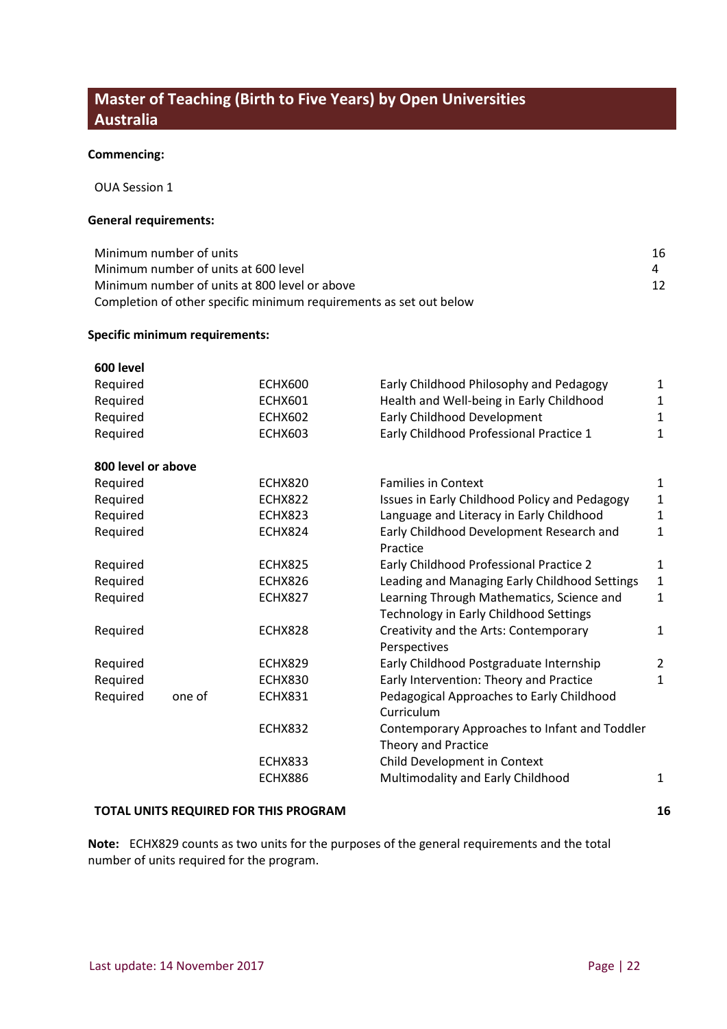# Master of Teaching (Birth to Five Years) by Open Universities Australia

**Commencing:**

OUA Session 1

**General requirements:**

| | |
|---|---|
| Minimum number of units | 16 |
| Minimum number of units at 600 level | 4 |
| Minimum number of units at 800 level or above | 12 |
| Completion of other specific minimum requirements as set out below | |

**Specific minimum requirements:**

| | | | | |
|---|---|---|---|---|
| **600 level** | | | | |
| Required | | ECHX600 | Early Childhood Philosophy and Pedagogy | 1 |
| Required | | ECHX601 | Health and Well-being in Early Childhood | 1 |
| Required | | ECHX602 | Early Childhood Development | 1 |
| Required | | ECHX603 | Early Childhood Professional Practice 1 | 1 |
| **800 level or above** | | | | |
| Required | | ECHX820 | Families in Context | 1 |
| Required | | ECHX822 | Issues in Early Childhood Policy and Pedagogy | 1 |
| Required | | ECHX823 | Language and Literacy in Early Childhood | 1 |
| Required | | ECHX824 | Early Childhood Development Research and Practice | 1 |
| Required | | ECHX825 | Early Childhood Professional Practice 2 | 1 |
| Required | | ECHX826 | Leading and Managing Early Childhood Settings | 1 |
| Required | | ECHX827 | Learning Through Mathematics, Science and Technology in Early Childhood Settings | 1 |
| Required | | ECHX828 | Creativity and the Arts: Contemporary Perspectives | 1 |
| Required | | ECHX829 | Early Childhood Postgraduate Internship | 2 |
| Required | | ECHX830 | Early Intervention: Theory and Practice | 1 |
| Required | one of | ECHX831 | Pedagogical Approaches to Early Childhood Curriculum | |
| | | ECHX832 | Contemporary Approaches to Infant and Toddler Theory and Practice | |
| | | ECHX833 | Child Development in Context | |
| | | ECHX886 | Multimodality and Early Childhood | 1 |

**TOTAL UNITS REQUIRED FOR THIS PROGRAM** **16**

**Note:** ECHX829 counts as two units for the purposes of the general requirements and the total number of units required for the program.

Last update: 14 November 2017